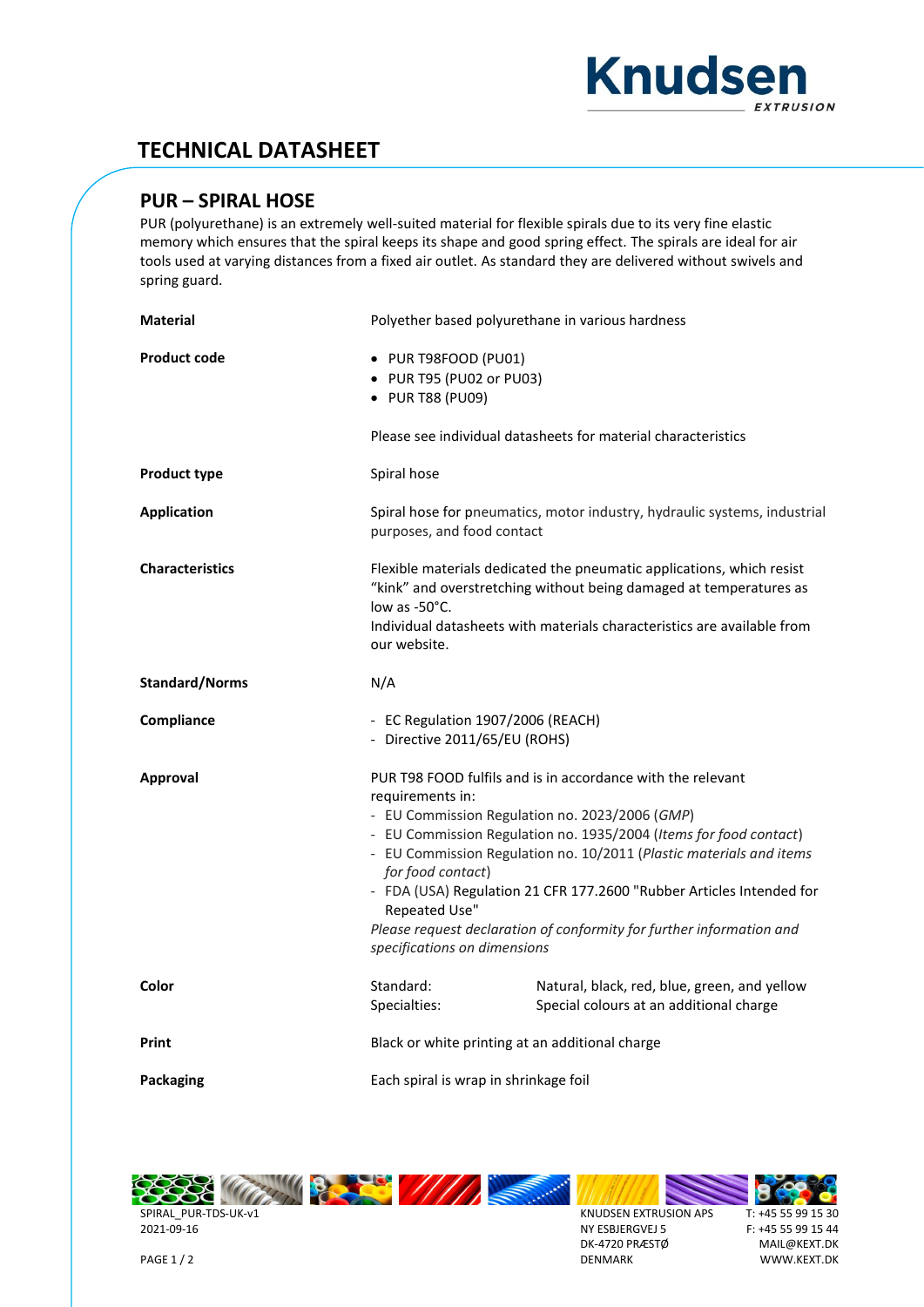# TECHNICAL DATASHEET

## PUR – SPIRAL HOSE

PUR (polyurethane) is an extremely well-suited material for flexible spirals due to its very fine elastic memory which ensures that the spiral keeps its shape and good spring effect. The spirals are ideal for air tools used at varying distances from a fixed air outlet. As standard they are delivered without swivels and spring guard.

| | |
|---|---|
| **Material** | Polyether based polyurethane in various hardness |
| **Product code** | • PUR T98FOOD (PU01)<br>• PUR T95 (PU02 or PU03)<br>• PUR T88 (PU09)<br><br>Please see individual datasheets for material characteristics |
| **Product type** | Spiral hose |
| **Application** | Spiral hose for pneumatics, motor industry, hydraulic systems, industrial purposes, and food contact |
| **Characteristics** | Flexible materials dedicated the pneumatic applications, which resist "kink" and overstretching without being damaged at temperatures as low as -50°C.<br>Individual datasheets with materials characteristics are available from our website. |
| **Standard/Norms** | N/A |
| **Compliance** | - EC Regulation 1907/2006 (REACH)<br>- Directive 2011/65/EU (ROHS) |
| **Approval** | PUR T98 FOOD fulfils and is in accordance with the relevant requirements in:<br>- EU Commission Regulation no. 2023/2006 (*GMP*)<br>- EU Commission Regulation no. 1935/2004 (*Items for food contact*)<br>- EU Commission Regulation no. 10/2011 (*Plastic materials and items for food contact*)<br>- FDA (USA) Regulation 21 CFR 177.2600 "Rubber Articles Intended for Repeated Use"<br>*Please request declaration of conformity for further information and specifications on dimensions* |
| **Color** | Standard: Natural, black, red, blue, green, and yellow<br>Specialties: Special colours at an additional charge |
| **Print** | Black or white printing at an additional charge |
| **Packaging** | Each spiral is wrap in shrinkage foil |

SPIRAL_PUR-TDS-UK-v1
2021-09-16

KNUDSEN EXTRUSION APS
NY ESBJERGVEJ 5
DK-4720 PRÆSTØ
DENMARK

T: +45 55 99 15 30
F: +45 55 99 15 44
MAIL@KEXT.DK
WWW.KEXT.DK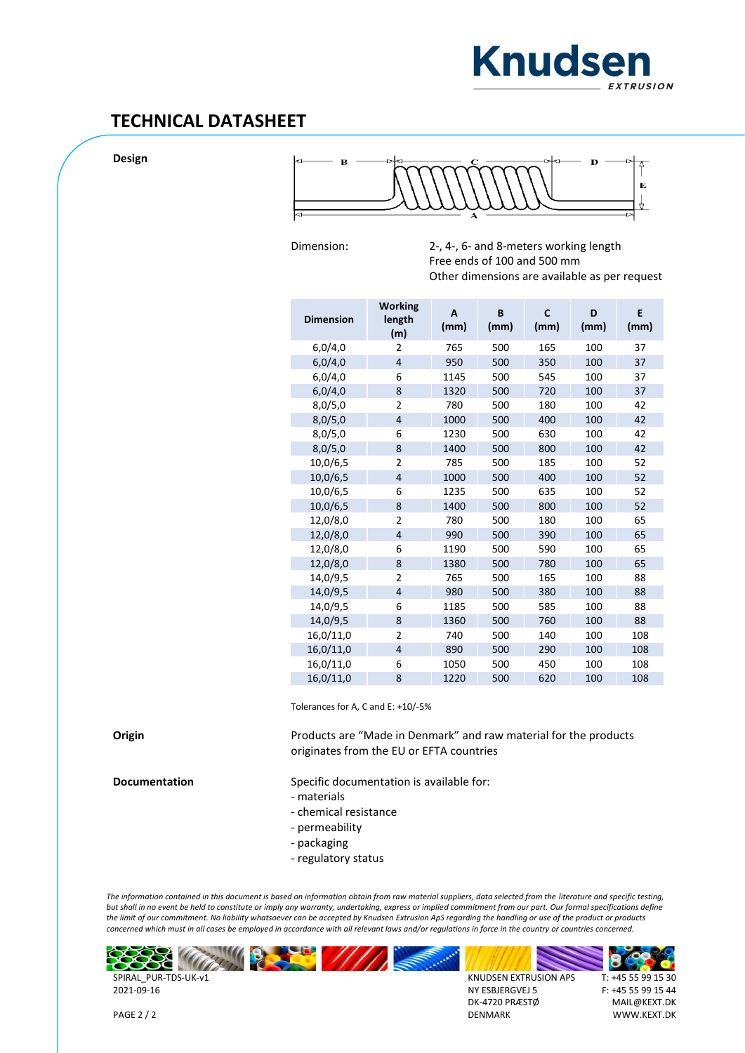# TECHNICAL DATASHEET

**Design**

B C D E A

Dimension: 2-, 4-, 6- and 8-meters working length
Free ends of 100 and 500 mm
Other dimensions are available as per request

| Dimension | Working length (m) | A (mm) | B (mm) | C (mm) | D (mm) | E (mm) |
|---|---|---|---|---|---|---|
| 6,0/4,0 | 2 | 765 | 500 | 165 | 100 | 37 |
| 6,0/4,0 | 4 | 950 | 500 | 350 | 100 | 37 |
| 6,0/4,0 | 6 | 1145 | 500 | 545 | 100 | 37 |
| 6,0/4,0 | 8 | 1320 | 500 | 720 | 100 | 37 |
| 8,0/5,0 | 2 | 780 | 500 | 180 | 100 | 42 |
| 8,0/5,0 | 4 | 1000 | 500 | 400 | 100 | 42 |
| 8,0/5,0 | 6 | 1230 | 500 | 630 | 100 | 42 |
| 8,0/5,0 | 8 | 1400 | 500 | 800 | 100 | 42 |
| 10,0/6,5 | 2 | 785 | 500 | 185 | 100 | 52 |
| 10,0/6,5 | 4 | 1000 | 500 | 400 | 100 | 52 |
| 10,0/6,5 | 6 | 1235 | 500 | 635 | 100 | 52 |
| 10,0/6,5 | 8 | 1400 | 500 | 800 | 100 | 52 |
| 12,0/8,0 | 2 | 780 | 500 | 180 | 100 | 65 |
| 12,0/8,0 | 4 | 990 | 500 | 390 | 100 | 65 |
| 12,0/8,0 | 6 | 1190 | 500 | 590 | 100 | 65 |
| 12,0/8,0 | 8 | 1380 | 500 | 780 | 100 | 65 |
| 14,0/9,5 | 2 | 765 | 500 | 165 | 100 | 88 |
| 14,0/9,5 | 4 | 980 | 500 | 380 | 100 | 88 |
| 14,0/9,5 | 6 | 1185 | 500 | 585 | 100 | 88 |
| 14,0/9,5 | 8 | 1360 | 500 | 760 | 100 | 88 |
| 16,0/11,0 | 2 | 740 | 500 | 140 | 100 | 108 |
| 16,0/11,0 | 4 | 890 | 500 | 290 | 100 | 108 |
| 16,0/11,0 | 6 | 1050 | 500 | 450 | 100 | 108 |
| 16,0/11,0 | 8 | 1220 | 500 | 620 | 100 | 108 |

Tolerances for A, C and E: +10/-5%

**Origin**

Products are "Made in Denmark" and raw material for the products originates from the EU or EFTA countries

**Documentation**

Specific documentation is available for:
- materials
- chemical resistance
- permeability
- packaging
- regulatory status

*The information contained in this document is based on information obtain from raw material suppliers, data selected from the literature and specific testing, but shall in no event be held to constitute or imply any warranty, undertaking, express or implied commitment from our part. Our formal specifications define the limit of our commitment. No liability whatsoever can be accepted by Knudsen Extrusion ApS regarding the handling or use of the product or products concerned which must in all cases be employed in accordance with all relevant laws and/or regulations in force in the country or countries concerned.*

SPIRAL_PUR-TDS-UK-v1
2021-09-16

KNUDSEN EXTRUSION APS
NY ESBJERGVEJ 5
DK-4720 PRÆSTØ
DENMARK

T: +45 55 99 15 30
F: +45 55 99 15 44
MAIL@KEXT.DK
WWW.KEXT.DK